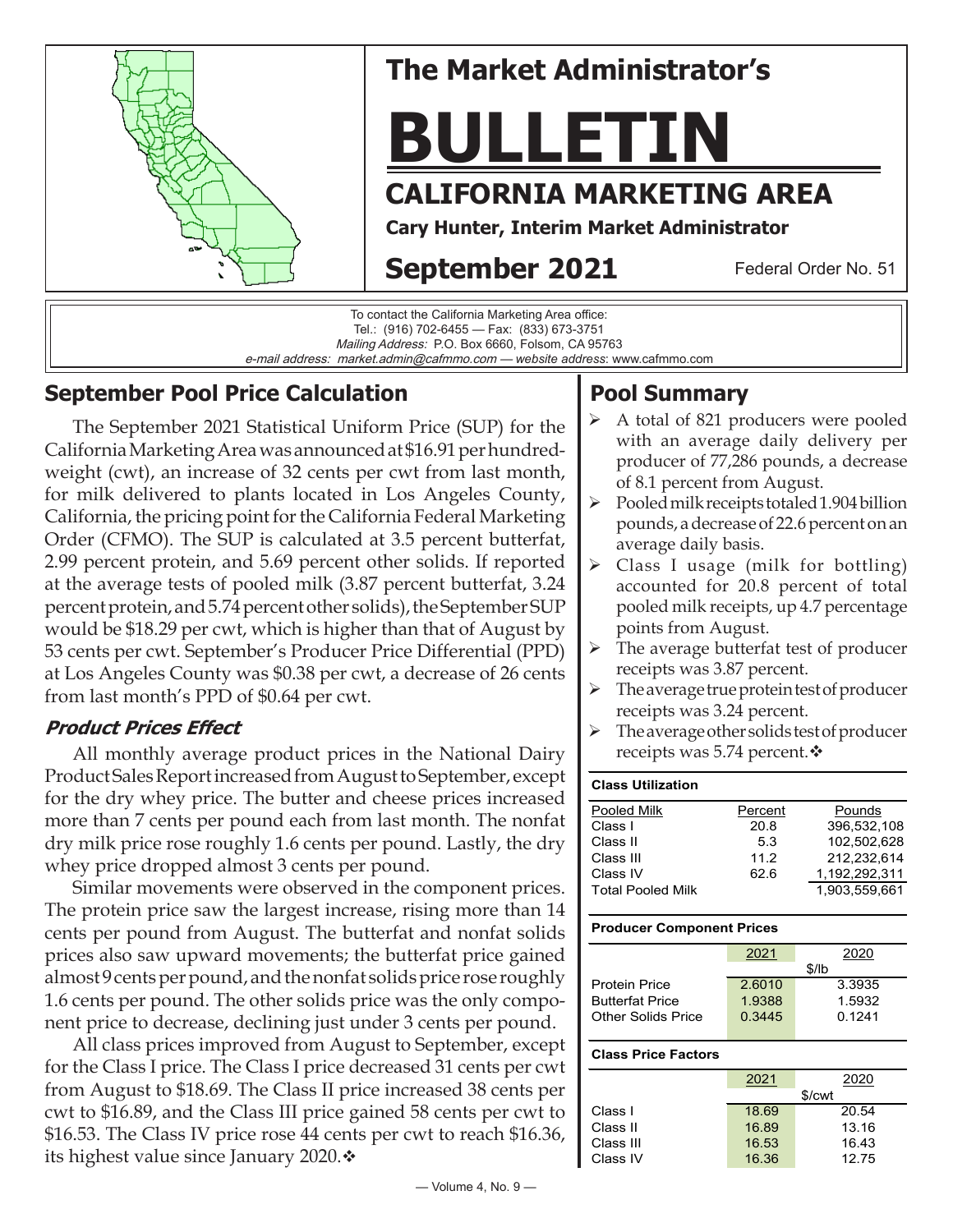# The Market Administrator's

# BULLETIN

## CALIFORNIA MARKETING AREA

**Cary Hunter, Interim Market Administrator**

**September 2021** Federal Order No. 51

To contact the California Marketing Area office:
Tel.: (916) 702-6455 — Fax: (833) 673-3751
*Mailing Address:* P.O. Box 6660, Folsom, CA 95763
*e-mail address: market.admin@cafmmo.com — website address*: www.cafmmo.com

## September Pool Price Calculation

The September 2021 Statistical Uniform Price (SUP) for the California Marketing Area was announced at $16.91 per hundredweight (cwt), an increase of 32 cents per cwt from last month, for milk delivered to plants located in Los Angeles County, California, the pricing point for the California Federal Marketing Order (CFMO). The SUP is calculated at 3.5 percent butterfat, 2.99 percent protein, and 5.69 percent other solids. If reported at the average tests of pooled milk (3.87 percent butterfat, 3.24 percent protein, and 5.74 percent other solids), the September SUP would be $18.29 per cwt, which is higher than that of August by 53 cents per cwt. September's Producer Price Differential (PPD) at Los Angeles County was $0.38 per cwt, a decrease of 26 cents from last month's PPD of $0.64 per cwt.

### *Product Prices Effect*

All monthly average product prices in the National Dairy Product Sales Report increased from August to September, except for the dry whey price. The butter and cheese prices increased more than 7 cents per pound each from last month. The nonfat dry milk price rose roughly 1.6 cents per pound. Lastly, the dry whey price dropped almost 3 cents per pound.

Similar movements were observed in the component prices. The protein price saw the largest increase, rising more than 14 cents per pound from August. The butterfat and nonfat solids prices also saw upward movements; the butterfat price gained almost 9 cents per pound, and the nonfat solids price rose roughly 1.6 cents per pound. The other solids price was the only component price to decrease, declining just under 3 cents per pound.

All class prices improved from August to September, except for the Class I price. The Class I price decreased 31 cents per cwt from August to $18.69. The Class II price increased 38 cents per cwt to $16.89, and the Class III price gained 58 cents per cwt to $16.53. The Class IV price rose 44 cents per cwt to reach $16.36, its highest value since January 2020.❖

## Pool Summary

- A total of 821 producers were pooled with an average daily delivery per producer of 77,286 pounds, a decrease of 8.1 percent from August.
- Pooled milk receipts totaled 1.904 billion pounds, a decrease of 22.6 percent on an average daily basis.
- Class I usage (milk for bottling) accounted for 20.8 percent of total pooled milk receipts, up 4.7 percentage points from August.
- The average butterfat test of producer receipts was 3.87 percent.
- The average true protein test of producer receipts was 3.24 percent.
- The average other solids test of producer receipts was 5.74 percent.❖

**Class Utilization**

| Pooled Milk | Percent | Pounds |
|---|---|---|
| Class I | 20.8 | 396,532,108 |
| Class II | 5.3 | 102,502,628 |
| Class III | 11.2 | 212,232,614 |
| Class IV | 62.6 | 1,192,292,311 |
| Total Pooled Milk | | 1,903,559,661 |

**Producer Component Prices**

| | 2021 | 2020 |
|---|---|---|
| | $/lb | |
| Protein Price | 2.6010 | 3.3935 |
| Butterfat Price | 1.9388 | 1.5932 |
| Other Solids Price | 0.3445 | 0.1241 |

**Class Price Factors**

| | 2021 | 2020 |
|---|---|---|
| | $/cwt | |
| Class I | 18.69 | 20.54 |
| Class II | 16.89 | 13.16 |
| Class III | 16.53 | 16.43 |
| Class IV | 16.36 | 12.75 |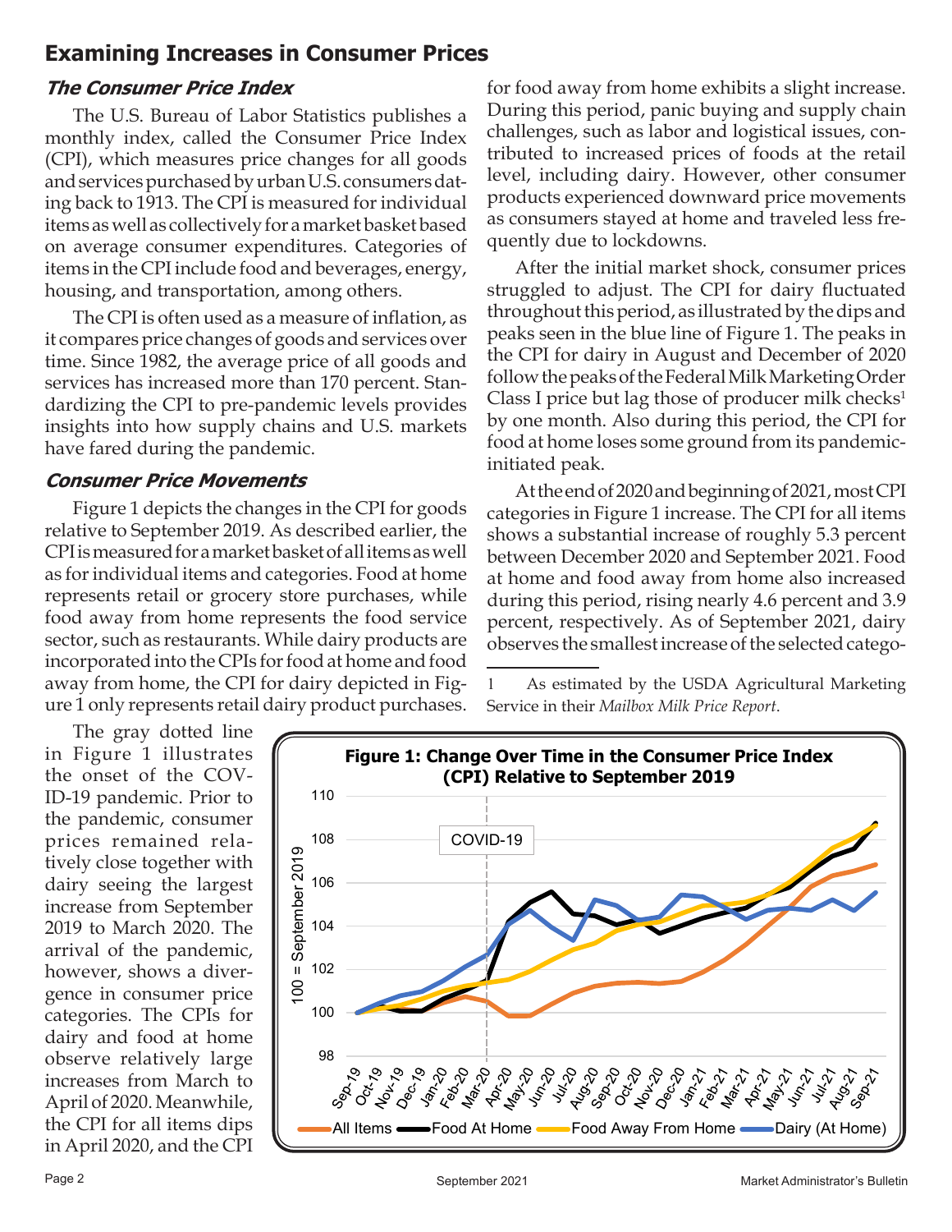## Examining Increases in Consumer Prices

### *The Consumer Price Index*

The U.S. Bureau of Labor Statistics publishes a monthly index, called the Consumer Price Index (CPI), which measures price changes for all goods and services purchased by urban U.S. consumers dating back to 1913. The CPI is measured for individual items as well as collectively for a market basket based on average consumer expenditures. Categories of items in the CPI include food and beverages, energy, housing, and transportation, among others.

The CPI is often used as a measure of inflation, as it compares price changes of goods and services over time. Since 1982, the average price of all goods and services has increased more than 170 percent. Standardizing the CPI to pre-pandemic levels provides insights into how supply chains and U.S. markets have fared during the pandemic.

### *Consumer Price Movements*

Figure 1 depicts the changes in the CPI for goods relative to September 2019. As described earlier, the CPI is measured for a market basket of all items as well as for individual items and categories. Food at home represents retail or grocery store purchases, while food away from home represents the food service sector, such as restaurants. While dairy products are incorporated into the CPIs for food at home and food away from home, the CPI for dairy depicted in Figure 1 only represents retail dairy product purchases.

The gray dotted line in Figure 1 illustrates the onset of the COVID-19 pandemic. Prior to the pandemic, consumer prices remained relatively close together with dairy seeing the largest increase from September 2019 to March 2020. The arrival of the pandemic, however, shows a divergence in consumer price categories. The CPIs for dairy and food at home observe relatively large increases from March to April of 2020. Meanwhile, the CPI for all items dips in April 2020, and the CPI for food away from home exhibits a slight increase. During this period, panic buying and supply chain challenges, such as labor and logistical issues, contributed to increased prices of foods at the retail level, including dairy. However, other consumer products experienced downward price movements as consumers stayed at home and traveled less frequently due to lockdowns.

After the initial market shock, consumer prices struggled to adjust. The CPI for dairy fluctuated throughout this period, as illustrated by the dips and peaks seen in the blue line of Figure 1. The peaks in the CPI for dairy in August and December of 2020 follow the peaks of the Federal Milk Marketing Order Class I price but lag those of producer milk checks[1] by one month. Also during this period, the CPI for food at home loses some ground from its pandemic-initiated peak.

At the end of 2020 and beginning of 2021, most CPI categories in Figure 1 increase. The CPI for all items shows a substantial increase of roughly 5.3 percent between December 2020 and September 2021. Food at home and food away from home also increased during this period, rising nearly 4.6 percent and 3.9 percent, respectively. As of September 2021, dairy observes the smallest increase of the selected catego-

**Figure 1: Change Over Time in the Consumer Price Index (CPI) Relative to September 2019**

(Line chart, 100 = September 2019, Sep-19 to Sep-21; series: All Items, Food At Home, Food Away From Home, Dairy (At Home); COVID-19 marker at Mar-20)

---

[1] As estimated by the USDA Agricultural Marketing Service in their *Mailbox Milk Price Report*.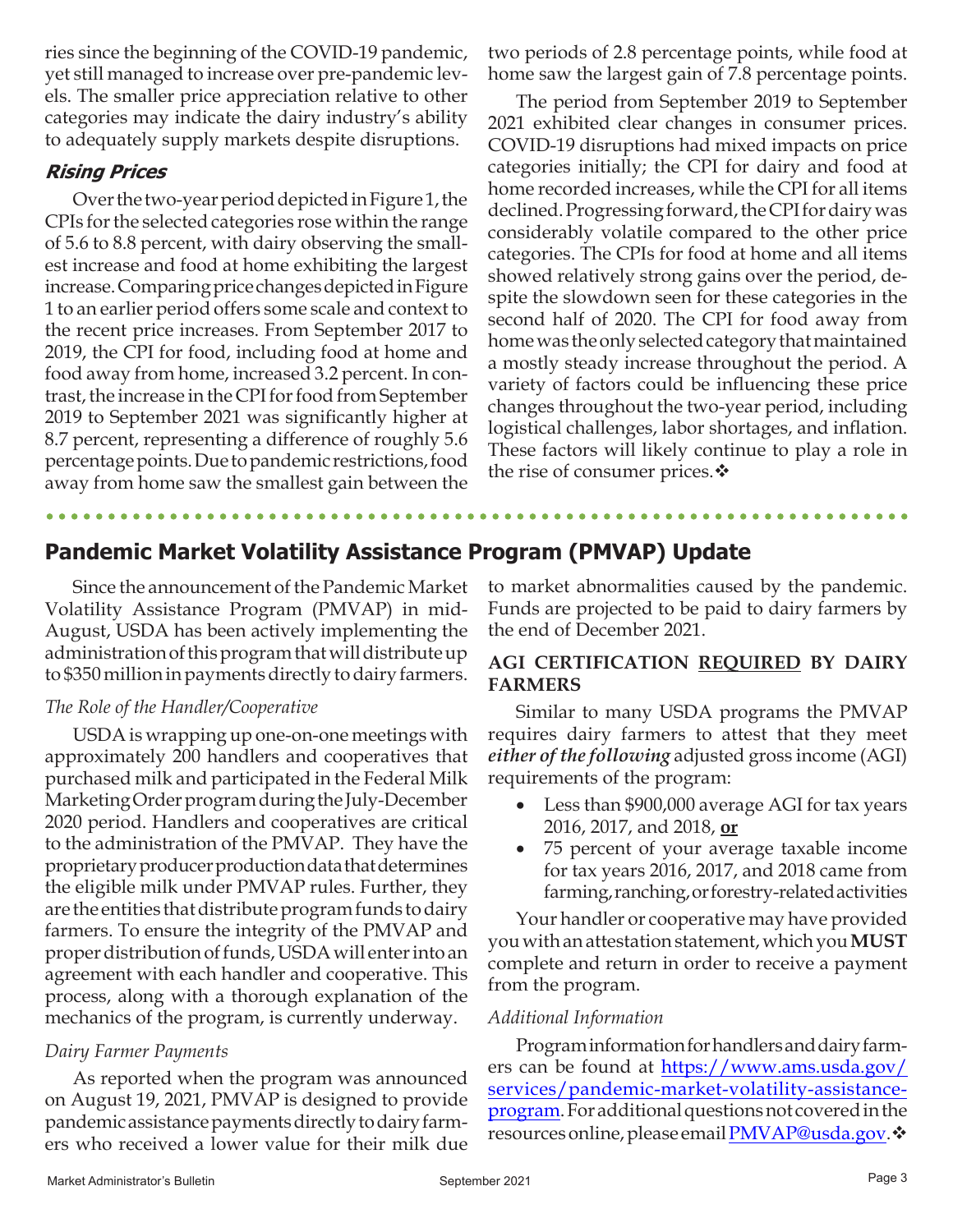ries since the beginning of the COVID-19 pandemic, yet still managed to increase over pre-pandemic levels. The smaller price appreciation relative to other categories may indicate the dairy industry's ability to adequately supply markets despite disruptions.

### *Rising Prices*

Over the two-year period depicted in Figure 1, the CPIs for the selected categories rose within the range of 5.6 to 8.8 percent, with dairy observing the smallest increase and food at home exhibiting the largest increase. Comparing price changes depicted in Figure 1 to an earlier period offers some scale and context to the recent price increases. From September 2017 to 2019, the CPI for food, including food at home and food away from home, increased 3.2 percent. In contrast, the increase in the CPI for food from September 2019 to September 2021 was significantly higher at 8.7 percent, representing a difference of roughly 5.6 percentage points. Due to pandemic restrictions, food away from home saw the smallest gain between the two periods of 2.8 percentage points, while food at home saw the largest gain of 7.8 percentage points.

The period from September 2019 to September 2021 exhibited clear changes in consumer prices. COVID-19 disruptions had mixed impacts on price categories initially; the CPI for dairy and food at home recorded increases, while the CPI for all items declined. Progressing forward, the CPI for dairy was considerably volatile compared to the other price categories. The CPIs for food at home and all items showed relatively strong gains over the period, despite the slowdown seen for these categories in the second half of 2020. The CPI for food away from home was the only selected category that maintained a mostly steady increase throughout the period. A variety of factors could be influencing these price changes throughout the two-year period, including logistical challenges, labor shortages, and inflation. These factors will likely continue to play a role in the rise of consumer prices.❖

## Pandemic Market Volatility Assistance Program (PMVAP) Update

Since the announcement of the Pandemic Market Volatility Assistance Program (PMVAP) in mid-August, USDA has been actively implementing the administration of this program that will distribute up to $350 million in payments directly to dairy farmers.

### *The Role of the Handler/Cooperative*

USDA is wrapping up one-on-one meetings with approximately 200 handlers and cooperatives that purchased milk and participated in the Federal Milk Marketing Order program during the July-December 2020 period. Handlers and cooperatives are critical to the administration of the PMVAP. They have the proprietary producer production data that determines the eligible milk under PMVAP rules. Further, they are the entities that distribute program funds to dairy farmers. To ensure the integrity of the PMVAP and proper distribution of funds, USDA will enter into an agreement with each handler and cooperative. This process, along with a thorough explanation of the mechanics of the program, is currently underway.

### *Dairy Farmer Payments*

As reported when the program was announced on August 19, 2021, PMVAP is designed to provide pandemic assistance payments directly to dairy farmers who received a lower value for their milk due to market abnormalities caused by the pandemic. Funds are projected to be paid to dairy farmers by the end of December 2021.

### AGI CERTIFICATION REQUIRED BY DAIRY FARMERS

Similar to many USDA programs the PMVAP requires dairy farmers to attest that they meet ***either of the following*** adjusted gross income (AGI) requirements of the program:

- Less than $900,000 average AGI for tax years 2016, 2017, and 2018, **or**
- 75 percent of your average taxable income for tax years 2016, 2017, and 2018 came from farming, ranching, or forestry-related activities

Your handler or cooperative may have provided you with an attestation statement, which you **MUST** complete and return in order to receive a payment from the program.

### *Additional Information*

Program information for handlers and dairy farmers can be found at https://www.ams.usda.gov/services/pandemic-market-volatility-assistance-program. For additional questions not covered in the resources online, please email PMVAP@usda.gov.❖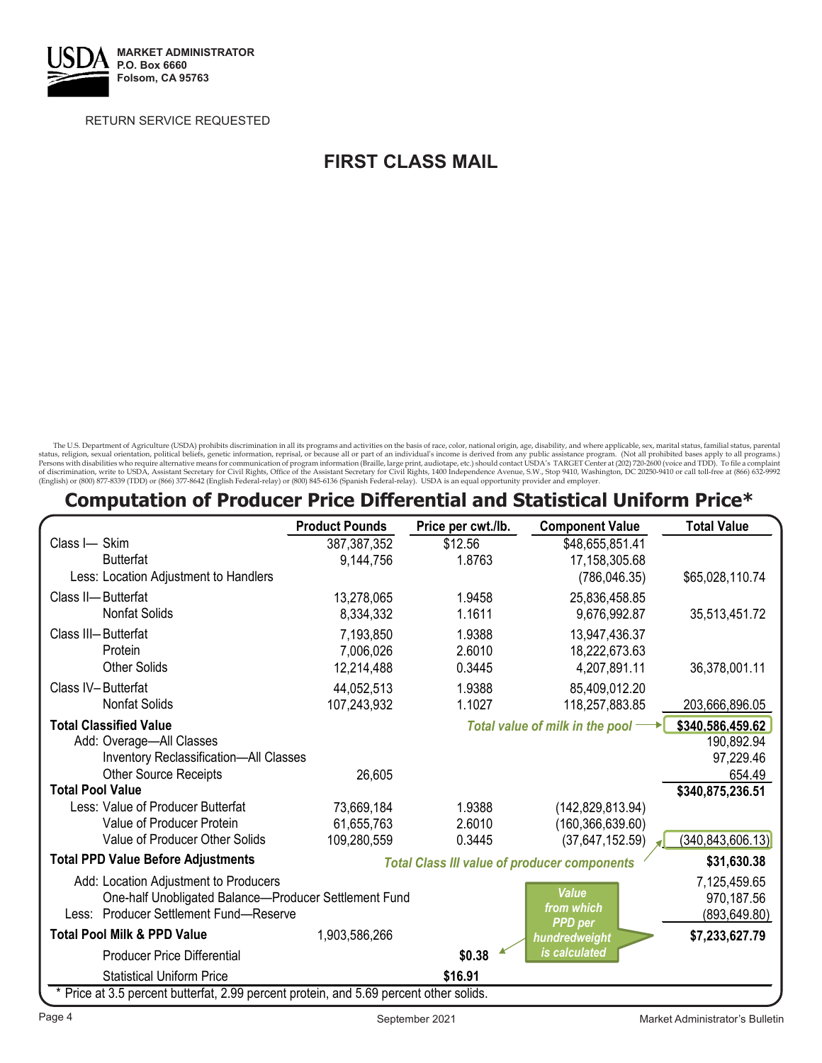**MARKET ADMINISTRATOR**
**P.O. Box 6660**
**Folsom, CA 95763**

RETURN SERVICE REQUESTED

## FIRST CLASS MAIL

The U.S. Department of Agriculture (USDA) prohibits discrimination in all its programs and activities on the basis of race, color, national origin, age, disability, and where applicable, sex, marital status, familial status, parental status, religion, sexual orientation, political beliefs, genetic information, reprisal, or because all or part of an individual's income is derived from any public assistance program. (Not all prohibited bases apply to all programs.) Persons with disabilities who require alternative means for communication of program information (Braille, large print, audiotape, etc.) should contact USDA's TARGET Center at (202) 720-2600 (voice and TDD). To file a complaint of discrimination, write to USDA, Assistant Secretary for Civil Rights, Office of the Assistant Secretary for Civil Rights, 1400 Independence Avenue, S.W., Stop 9410, Washington, DC 20250-9410 or call toll-free at (866) 632-9992 (English) or (800) 877-8339 (TDD) or (866) 377-8642 (English Federal-relay) or (800) 845-6136 (Spanish Federal-relay). USDA is an equal opportunity provider and employer.

# Computation of Producer Price Differential and Statistical Uniform Price*

| | Product Pounds | Price per cwt./lb. | Component Value | Total Value |
|---|---|---|---|---|
| Class I— Skim | 387,387,352 | $12.56 | $48,655,851.41 | |
| Butterfat | 9,144,756 | 1.8763 | 17,158,305.68 | |
| Less: Location Adjustment to Handlers | | | (786,046.35) | $65,028,110.74 |
| Class II— Butterfat | 13,278,065 | 1.9458 | 25,836,458.85 | |
| Nonfat Solids | 8,334,332 | 1.1611 | 9,676,992.87 | 35,513,451.72 |
| Class III– Butterfat | 7,193,850 | 1.9388 | 13,947,436.37 | |
| Protein | 7,006,026 | 2.6010 | 18,222,673.63 | |
| Other Solids | 12,214,488 | 0.3445 | 4,207,891.11 | 36,378,001.11 |
| Class IV– Butterfat | 44,052,513 | 1.9388 | 85,409,012.20 | |
| Nonfat Solids | 107,243,932 | 1.1027 | 118,257,883.85 | 203,666,896.05 |
| **Total Classified Value** | | | *Total value of milk in the pool* | **$340,586,459.62** |
| Add: Overage—All Classes | | | | 190,892.94 |
| Inventory Reclassification—All Classes | | | | 97,229.46 |
| Other Source Receipts | 26,605 | | | 654.49 |
| **Total Pool Value** | | | | **$340,875,236.51** |
| Less: Value of Producer Butterfat | 73,669,184 | 1.9388 | (142,829,813.94) | |
| Value of Producer Protein | 61,655,763 | 2.6010 | (160,366,639.60) | |
| Value of Producer Other Solids | 109,280,559 | 0.3445 | (37,647,152.59) | (340,843,606.13) |
| **Total PPD Value Before Adjustments** | | *Total Class III value of producer components* | | **$31,630.38** |
| Add: Location Adjustment to Producers | | | | 7,125,459.65 |
| One-half Unobligated Balance—Producer Settlement Fund | | | | 970,187.56 |
| Less: Producer Settlement Fund—Reserve | | | | (893,649.80) |
| **Total Pool Milk & PPD Value** | 1,903,586,266 | | *Value from which PPD per hundredweight is calculated* | **$7,233,627.79** |
| Producer Price Differential | | **$0.38** | | |
| Statistical Uniform Price | | **$16.91** | | |

\* Price at 3.5 percent butterfat, 2.99 percent protein, and 5.69 percent other solids.